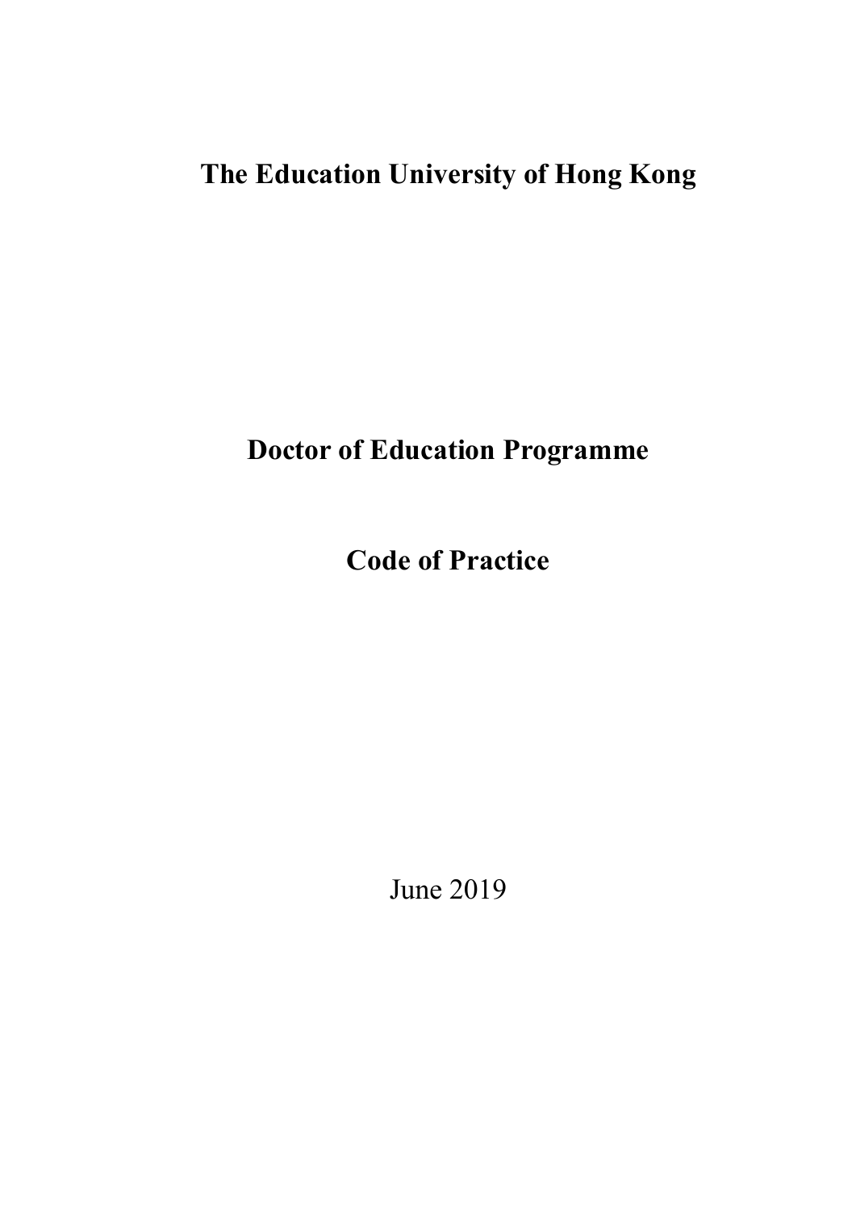# The Education University of Hong Kong

# Doctor of Education Programme

# Code of Practice

June 2019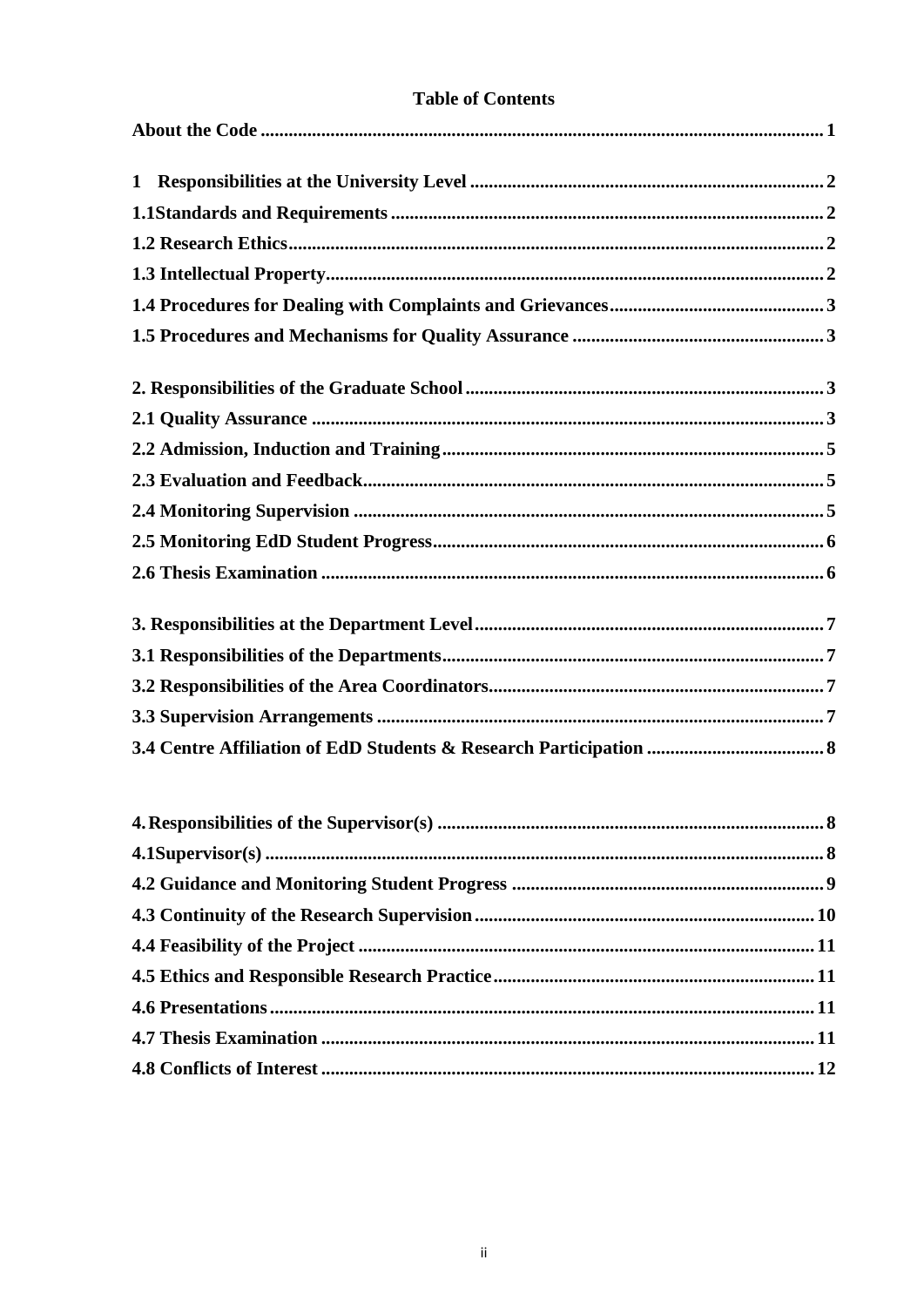## Table of Contents

**About the Code** ........................................................................ **1**

**1 Responsibilities at the University Level** ........................................ **2**

**1.1Standards and Requirements** ....................................................... **2**

**1.2 Research Ethics** ........................................................................ **2**

**1.3 Intellectual Property** ................................................................. **2**

**1.4 Procedures for Dealing with Complaints and Grievances** .................... **3**

**1.5 Procedures and Mechanisms for Quality Assurance** ........................... **3**

**2. Responsibilities of the Graduate School** ........................................ **3**

**2.1 Quality Assurance** ..................................................................... **3**

**2.2 Admission, Induction and Training** ................................................ **5**

**2.3 Evaluation and Feedback** ............................................................ **5**

**2.4 Monitoring Supervision** .............................................................. **5**

**2.5 Monitoring EdD Student Progress** ................................................. **6**

**2.6 Thesis Examination** .................................................................... **6**

**3. Responsibilities at the Department Level** ....................................... **7**

**3.1 Responsibilities of the Departments** .............................................. **7**

**3.2 Responsibilities of the Area Coordinators** ...................................... **7**

**3.3 Supervision Arrangements** .......................................................... **7**

**3.4 Centre Affiliation of EdD Students & Research Participation** ............. **8**

**4. Responsibilities of the Supervisor(s)** ............................................. **8**

**4.1Supervisor(s)** ............................................................................. **8**

**4.2 Guidance and Monitoring Student Progress** .................................... **9**

**4.3 Continuity of the Research Supervision** ........................................ **10**

**4.4 Feasibility of the Project** ............................................................ **11**

**4.5 Ethics and Responsible Research Practice** ...................................... **11**

**4.6 Presentations** ........................................................................... **11**

**4.7 Thesis Examination** .................................................................... **11**

**4.8 Conflicts of Interest** ................................................................... **12**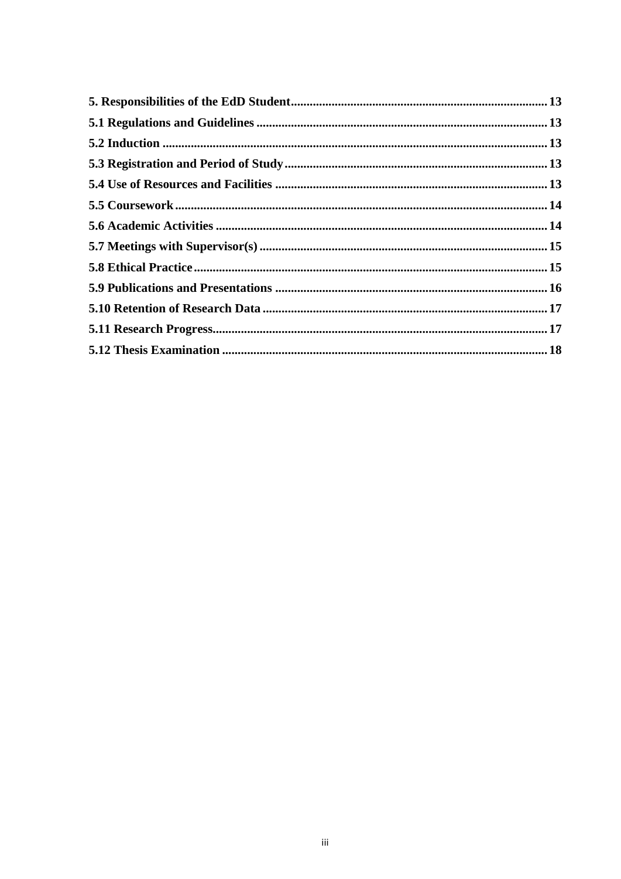**5. Responsibilities of the EdD Student** .......... 13

**5.1 Regulations and Guidelines** .......... 13

**5.2 Induction** .......... 13

**5.3 Registration and Period of Study** .......... 13

**5.4 Use of Resources and Facilities** .......... 13

**5.5 Coursework** .......... 14

**5.6 Academic Activities** .......... 14

**5.7 Meetings with Supervisor(s)** .......... 15

**5.8 Ethical Practice** .......... 15

**5.9 Publications and Presentations** .......... 16

**5.10 Retention of Research Data** .......... 17

**5.11 Research Progress** .......... 17

**5.12 Thesis Examination** .......... 18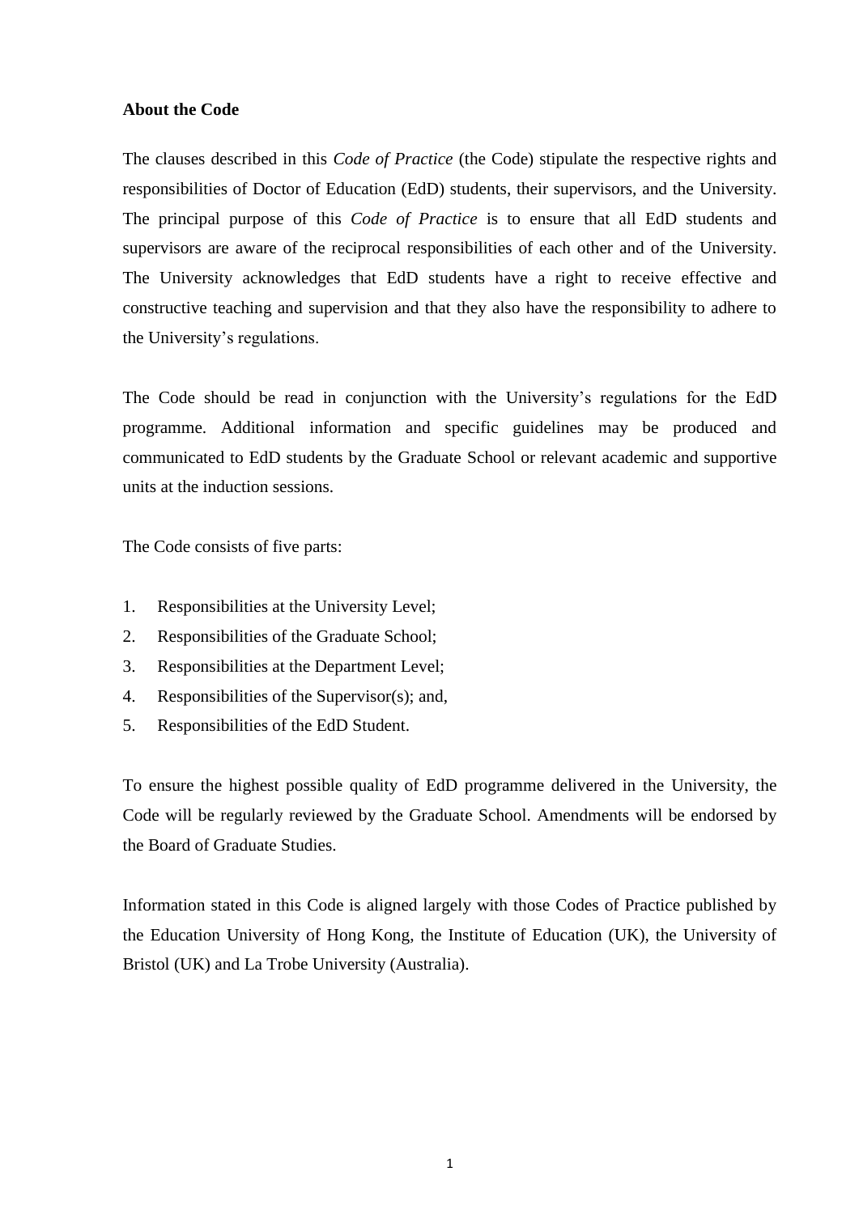**About the Code**

The clauses described in this *Code of Practice* (the Code) stipulate the respective rights and responsibilities of Doctor of Education (EdD) students, their supervisors, and the University. The principal purpose of this *Code of Practice* is to ensure that all EdD students and supervisors are aware of the reciprocal responsibilities of each other and of the University. The University acknowledges that EdD students have a right to receive effective and constructive teaching and supervision and that they also have the responsibility to adhere to the University's regulations.

The Code should be read in conjunction with the University's regulations for the EdD programme. Additional information and specific guidelines may be produced and communicated to EdD students by the Graduate School or relevant academic and supportive units at the induction sessions.

The Code consists of five parts:

1. Responsibilities at the University Level;
2. Responsibilities of the Graduate School;
3. Responsibilities at the Department Level;
4. Responsibilities of the Supervisor(s); and,
5. Responsibilities of the EdD Student.

To ensure the highest possible quality of EdD programme delivered in the University, the Code will be regularly reviewed by the Graduate School. Amendments will be endorsed by the Board of Graduate Studies.

Information stated in this Code is aligned largely with those Codes of Practice published by the Education University of Hong Kong, the Institute of Education (UK), the University of Bristol (UK) and La Trobe University (Australia).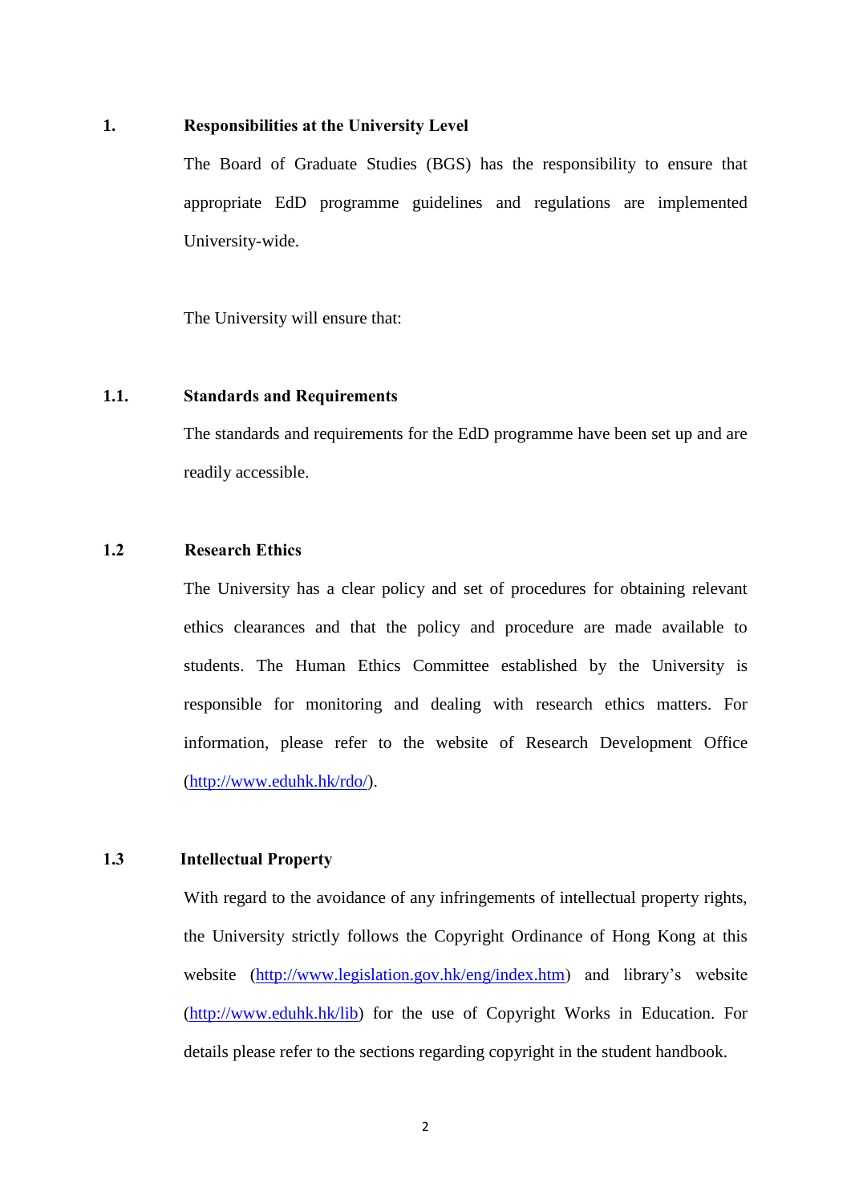## 1. Responsibilities at the University Level

The Board of Graduate Studies (BGS) has the responsibility to ensure that appropriate EdD programme guidelines and regulations are implemented University-wide.

The University will ensure that:

### 1.1. Standards and Requirements

The standards and requirements for the EdD programme have been set up and are readily accessible.

### 1.2 Research Ethics

The University has a clear policy and set of procedures for obtaining relevant ethics clearances and that the policy and procedure are made available to students. The Human Ethics Committee established by the University is responsible for monitoring and dealing with research ethics matters. For information, please refer to the website of Research Development Office (http://www.eduhk.hk/rdo/).

### 1.3 Intellectual Property

With regard to the avoidance of any infringements of intellectual property rights, the University strictly follows the Copyright Ordinance of Hong Kong at this website (http://www.legislation.gov.hk/eng/index.htm) and library's website (http://www.eduhk.hk/lib) for the use of Copyright Works in Education. For details please refer to the sections regarding copyright in the student handbook.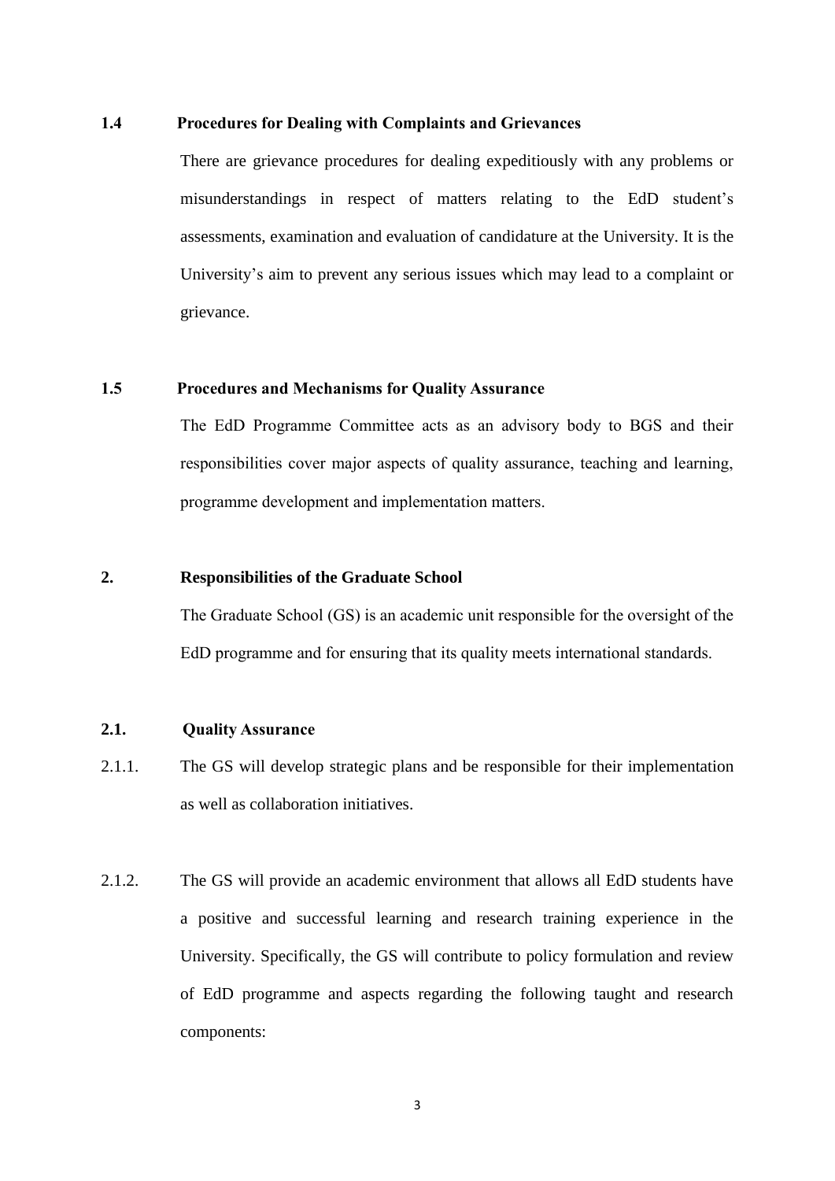### 1.4 Procedures for Dealing with Complaints and Grievances

There are grievance procedures for dealing expeditiously with any problems or misunderstandings in respect of matters relating to the EdD student's assessments, examination and evaluation of candidature at the University. It is the University's aim to prevent any serious issues which may lead to a complaint or grievance.

### 1.5 Procedures and Mechanisms for Quality Assurance

The EdD Programme Committee acts as an advisory body to BGS and their responsibilities cover major aspects of quality assurance, teaching and learning, programme development and implementation matters.

## 2. Responsibilities of the Graduate School

The Graduate School (GS) is an academic unit responsible for the oversight of the EdD programme and for ensuring that its quality meets international standards.

### 2.1. Quality Assurance

2.1.1. The GS will develop strategic plans and be responsible for their implementation as well as collaboration initiatives.

2.1.2. The GS will provide an academic environment that allows all EdD students have a positive and successful learning and research training experience in the University. Specifically, the GS will contribute to policy formulation and review of EdD programme and aspects regarding the following taught and research components: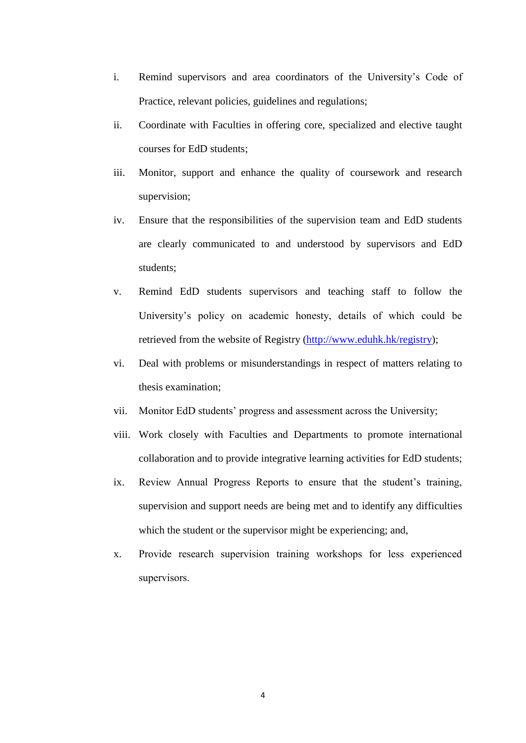i. Remind supervisors and area coordinators of the University's Code of Practice, relevant policies, guidelines and regulations;

ii. Coordinate with Faculties in offering core, specialized and elective taught courses for EdD students;

iii. Monitor, support and enhance the quality of coursework and research supervision;

iv. Ensure that the responsibilities of the supervision team and EdD students are clearly communicated to and understood by supervisors and EdD students;

v. Remind EdD students supervisors and teaching staff to follow the University's policy on academic honesty, details of which could be retrieved from the website of Registry ([http://www.eduhk.hk/registry](http://www.eduhk.hk/registry));

vi. Deal with problems or misunderstandings in respect of matters relating to thesis examination;

vii. Monitor EdD students' progress and assessment across the University;

viii. Work closely with Faculties and Departments to promote international collaboration and to provide integrative learning activities for EdD students;

ix. Review Annual Progress Reports to ensure that the student's training, supervision and support needs are being met and to identify any difficulties which the student or the supervisor might be experiencing; and,

x. Provide research supervision training workshops for less experienced supervisors.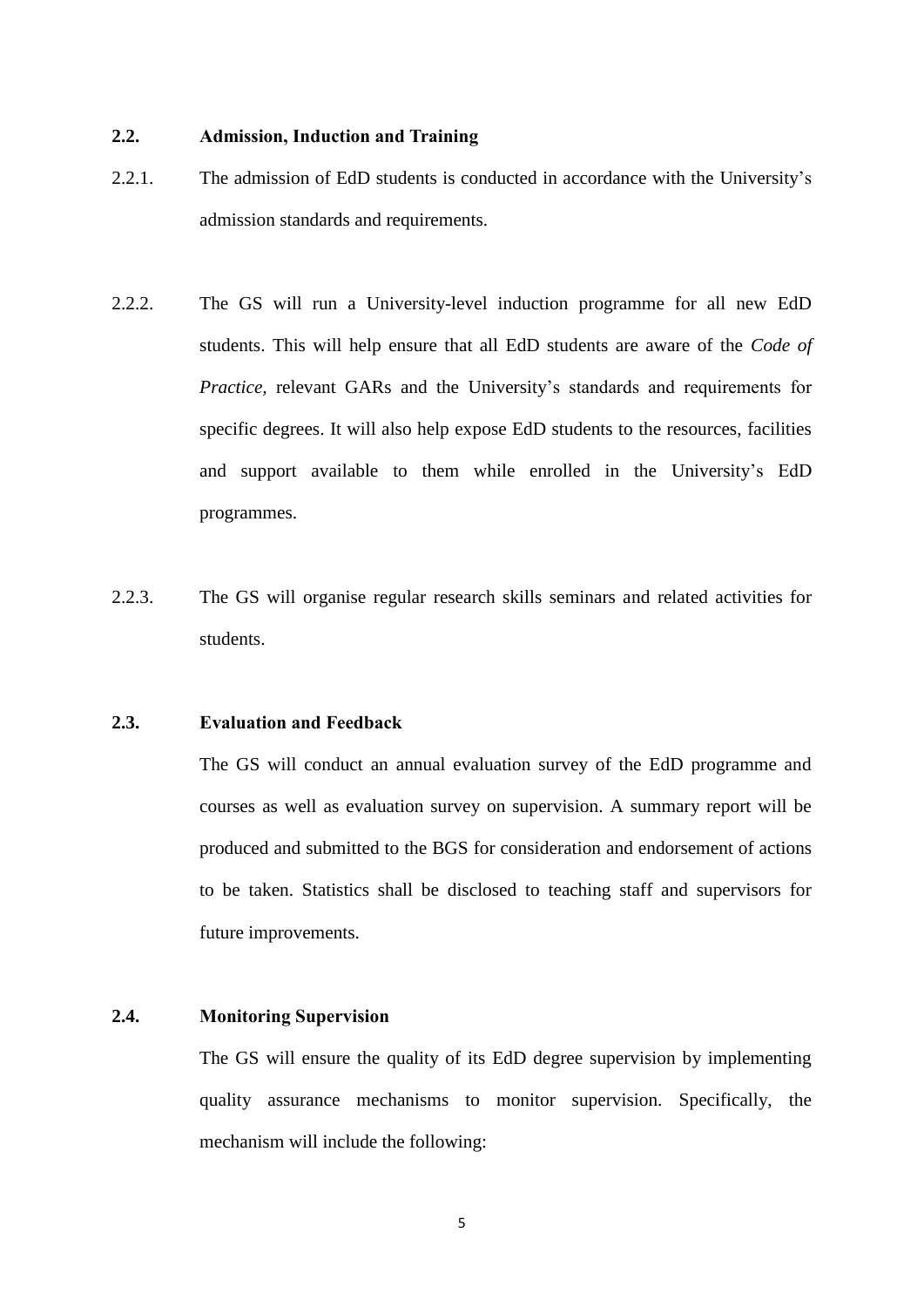**2.2. Admission, Induction and Training**

2.2.1. The admission of EdD students is conducted in accordance with the University's admission standards and requirements.

2.2.2. The GS will run a University-level induction programme for all new EdD students. This will help ensure that all EdD students are aware of the *Code of Practice,* relevant GARs and the University's standards and requirements for specific degrees. It will also help expose EdD students to the resources, facilities and support available to them while enrolled in the University's EdD programmes.

2.2.3. The GS will organise regular research skills seminars and related activities for students.

**2.3. Evaluation and Feedback**

The GS will conduct an annual evaluation survey of the EdD programme and courses as well as evaluation survey on supervision. A summary report will be produced and submitted to the BGS for consideration and endorsement of actions to be taken. Statistics shall be disclosed to teaching staff and supervisors for future improvements.

**2.4. Monitoring Supervision**

The GS will ensure the quality of its EdD degree supervision by implementing quality assurance mechanisms to monitor supervision. Specifically, the mechanism will include the following: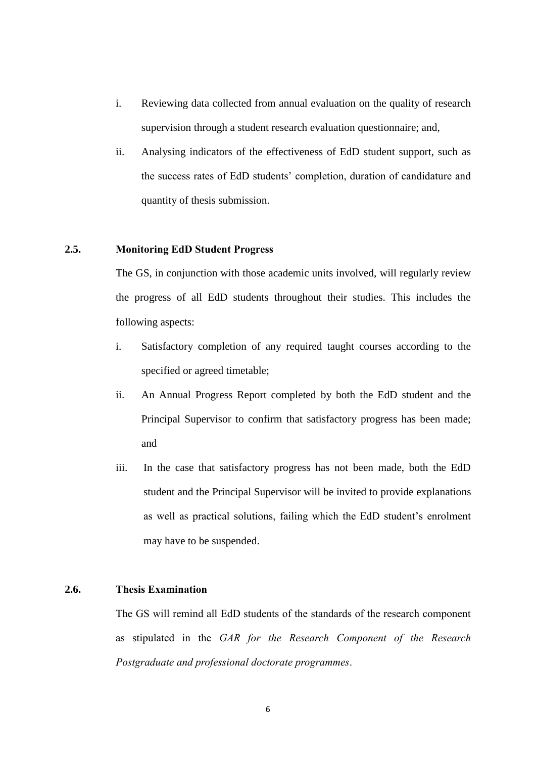i. Reviewing data collected from annual evaluation on the quality of research supervision through a student research evaluation questionnaire; and,

ii. Analysing indicators of the effectiveness of EdD student support, such as the success rates of EdD students' completion, duration of candidature and quantity of thesis submission.

## 2.5. Monitoring EdD Student Progress

The GS, in conjunction with those academic units involved, will regularly review the progress of all EdD students throughout their studies. This includes the following aspects:

i. Satisfactory completion of any required taught courses according to the specified or agreed timetable;

ii. An Annual Progress Report completed by both the EdD student and the Principal Supervisor to confirm that satisfactory progress has been made; and

iii. In the case that satisfactory progress has not been made, both the EdD student and the Principal Supervisor will be invited to provide explanations as well as practical solutions, failing which the EdD student's enrolment may have to be suspended.

## 2.6. Thesis Examination

The GS will remind all EdD students of the standards of the research component as stipulated in the *GAR for the Research Component of the Research Postgraduate and professional doctorate programmes*.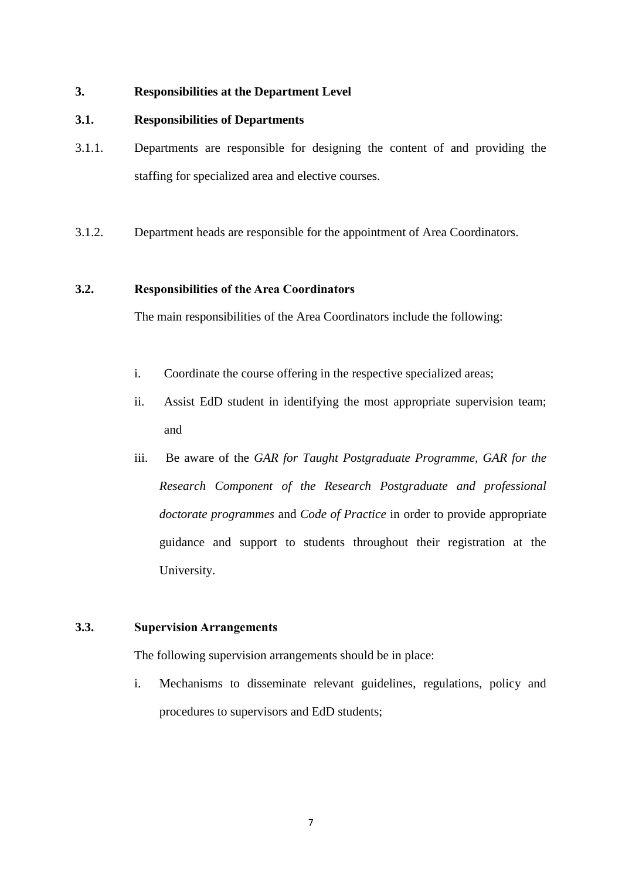## 3. Responsibilities at the Department Level

### 3.1. Responsibilities of Departments

3.1.1. Departments are responsible for designing the content of and providing the staffing for specialized area and elective courses.

3.1.2. Department heads are responsible for the appointment of Area Coordinators.

### 3.2. Responsibilities of the Area Coordinators

The main responsibilities of the Area Coordinators include the following:

i. Coordinate the course offering in the respective specialized areas;

ii. Assist EdD student in identifying the most appropriate supervision team; and

iii. Be aware of the *GAR for Taught Postgraduate Programme, GAR for the Research Component of the Research Postgraduate and professional doctorate programmes* and *Code of Practice* in order to provide appropriate guidance and support to students throughout their registration at the University.

### 3.3. Supervision Arrangements

The following supervision arrangements should be in place:

i. Mechanisms to disseminate relevant guidelines, regulations, policy and procedures to supervisors and EdD students;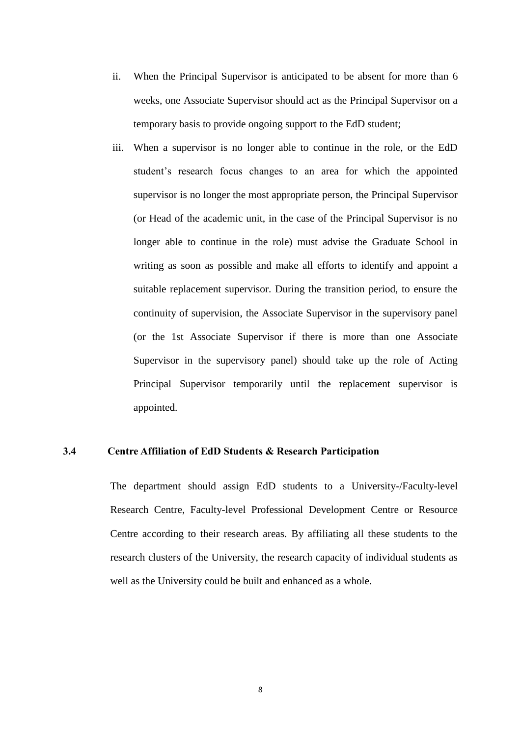ii. When the Principal Supervisor is anticipated to be absent for more than 6 weeks, one Associate Supervisor should act as the Principal Supervisor on a temporary basis to provide ongoing support to the EdD student;

iii. When a supervisor is no longer able to continue in the role, or the EdD student's research focus changes to an area for which the appointed supervisor is no longer the most appropriate person, the Principal Supervisor (or Head of the academic unit, in the case of the Principal Supervisor is no longer able to continue in the role) must advise the Graduate School in writing as soon as possible and make all efforts to identify and appoint a suitable replacement supervisor. During the transition period, to ensure the continuity of supervision, the Associate Supervisor in the supervisory panel (or the 1st Associate Supervisor if there is more than one Associate Supervisor in the supervisory panel) should take up the role of Acting Principal Supervisor temporarily until the replacement supervisor is appointed.

### 3.4 Centre Affiliation of EdD Students & Research Participation

The department should assign EdD students to a University-/Faculty-level Research Centre, Faculty-level Professional Development Centre or Resource Centre according to their research areas. By affiliating all these students to the research clusters of the University, the research capacity of individual students as well as the University could be built and enhanced as a whole.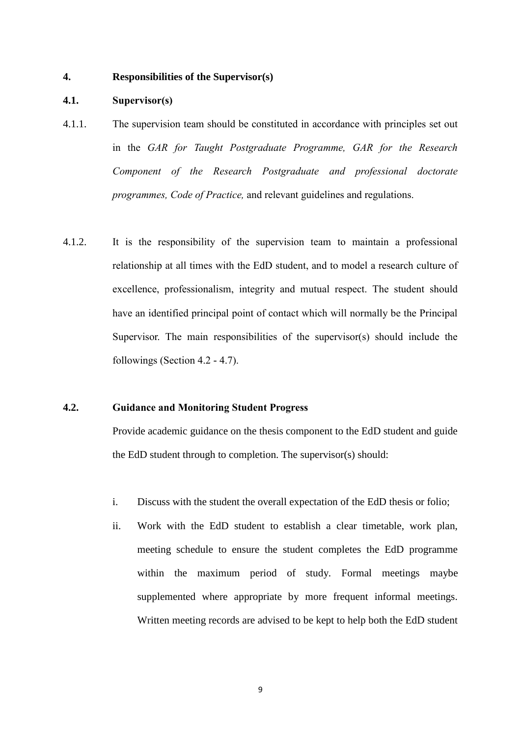## 4. Responsibilities of the Supervisor(s)

### 4.1. Supervisor(s)

4.1.1. The supervision team should be constituted in accordance with principles set out in the *GAR for Taught Postgraduate Programme, GAR for the Research Component of the Research Postgraduate and professional doctorate programmes, Code of Practice,* and relevant guidelines and regulations.

4.1.2. It is the responsibility of the supervision team to maintain a professional relationship at all times with the EdD student, and to model a research culture of excellence, professionalism, integrity and mutual respect. The student should have an identified principal point of contact which will normally be the Principal Supervisor. The main responsibilities of the supervisor(s) should include the followings (Section 4.2 - 4.7).

### 4.2. Guidance and Monitoring Student Progress

Provide academic guidance on the thesis component to the EdD student and guide the EdD student through to completion. The supervisor(s) should:

i. Discuss with the student the overall expectation of the EdD thesis or folio;

ii. Work with the EdD student to establish a clear timetable, work plan, meeting schedule to ensure the student completes the EdD programme within the maximum period of study. Formal meetings maybe supplemented where appropriate by more frequent informal meetings. Written meeting records are advised to be kept to help both the EdD student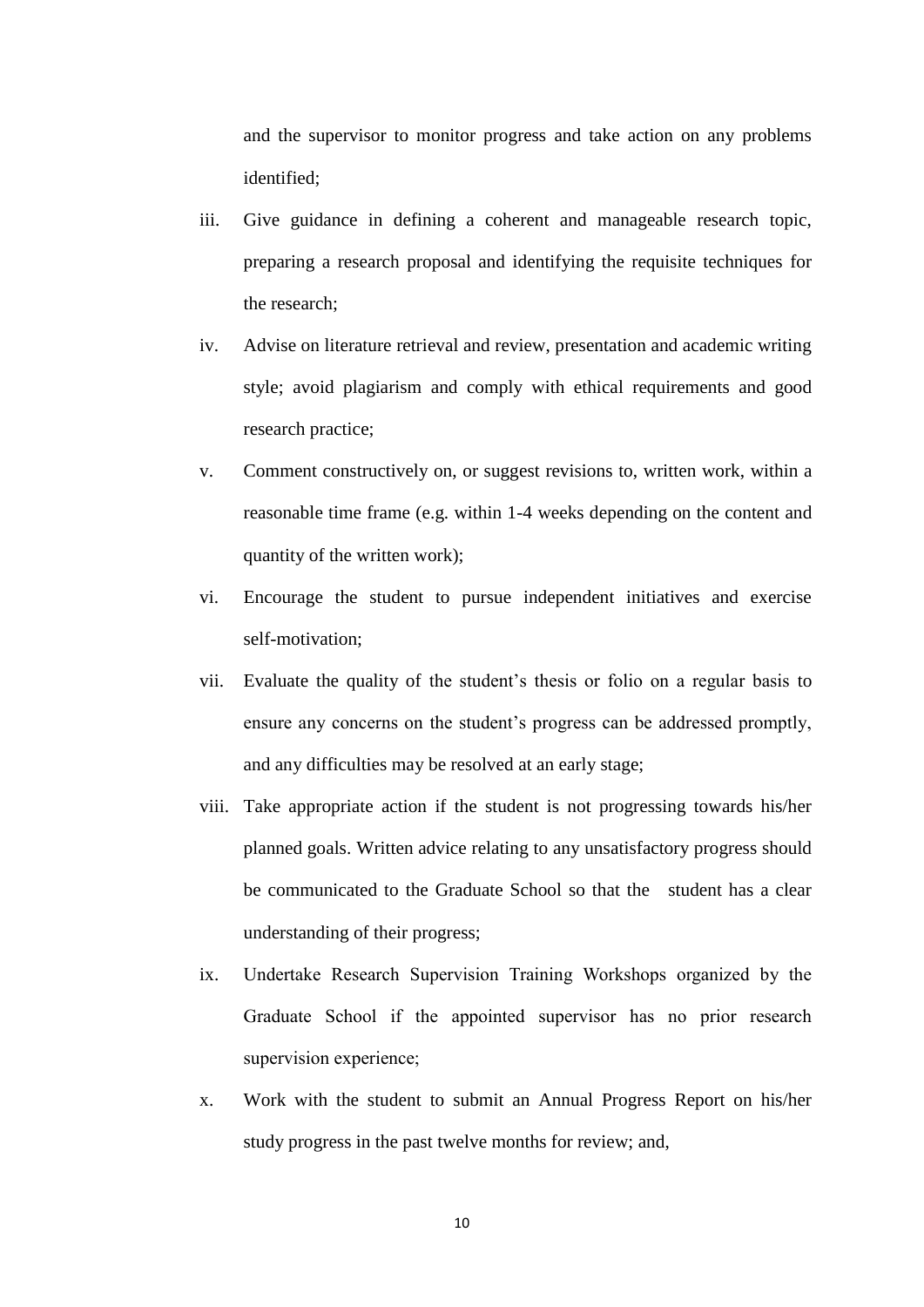and the supervisor to monitor progress and take action on any problems identified;

iii. Give guidance in defining a coherent and manageable research topic, preparing a research proposal and identifying the requisite techniques for the research;

iv. Advise on literature retrieval and review, presentation and academic writing style; avoid plagiarism and comply with ethical requirements and good research practice;

v. Comment constructively on, or suggest revisions to, written work, within a reasonable time frame (e.g. within 1-4 weeks depending on the content and quantity of the written work);

vi. Encourage the student to pursue independent initiatives and exercise self-motivation;

vii. Evaluate the quality of the student's thesis or folio on a regular basis to ensure any concerns on the student's progress can be addressed promptly, and any difficulties may be resolved at an early stage;

viii. Take appropriate action if the student is not progressing towards his/her planned goals. Written advice relating to any unsatisfactory progress should be communicated to the Graduate School so that the student has a clear understanding of their progress;

ix. Undertake Research Supervision Training Workshops organized by the Graduate School if the appointed supervisor has no prior research supervision experience;

x. Work with the student to submit an Annual Progress Report on his/her study progress in the past twelve months for review; and,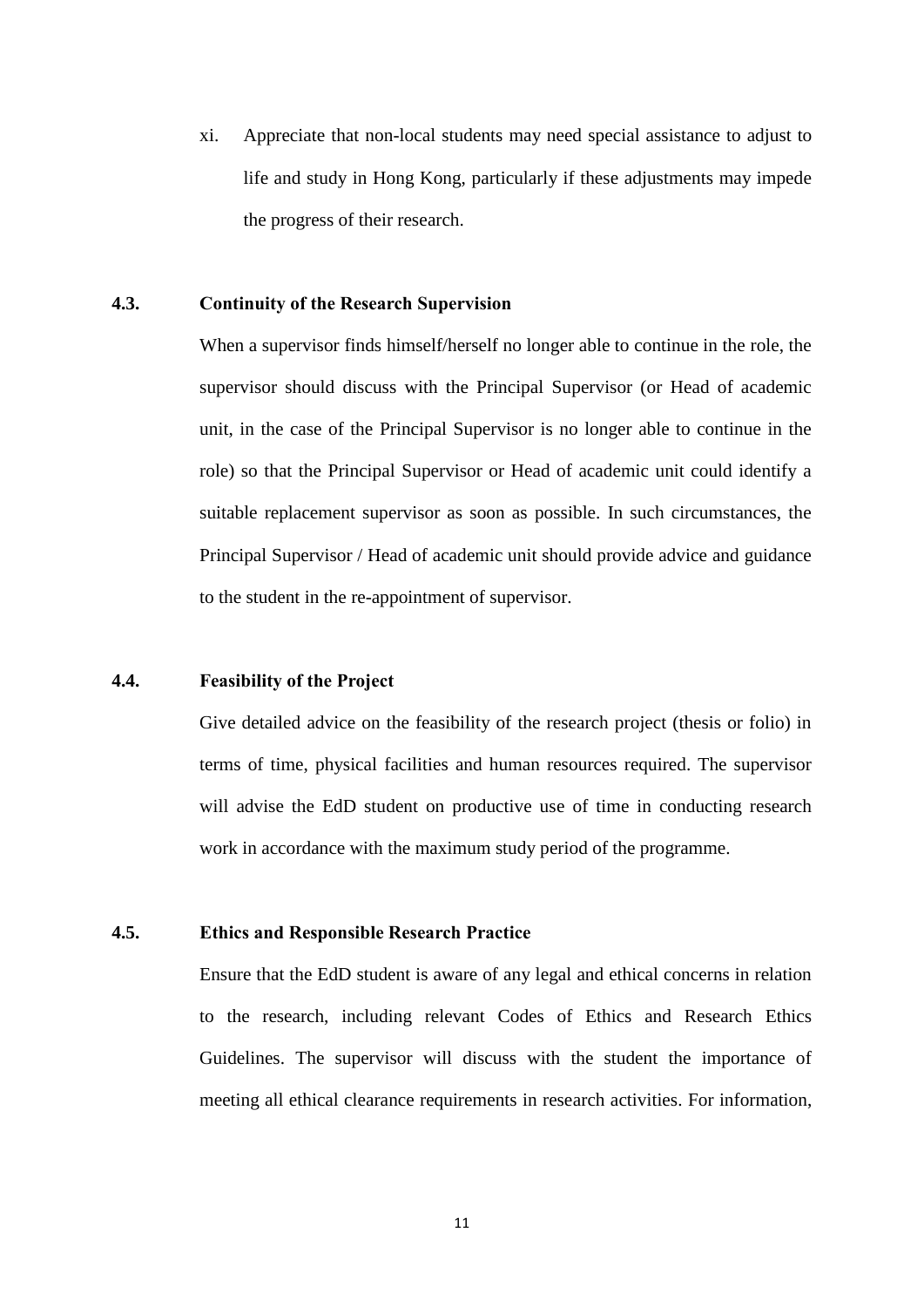xi. Appreciate that non-local students may need special assistance to adjust to life and study in Hong Kong, particularly if these adjustments may impede the progress of their research.

### 4.3. Continuity of the Research Supervision

When a supervisor finds himself/herself no longer able to continue in the role, the supervisor should discuss with the Principal Supervisor (or Head of academic unit, in the case of the Principal Supervisor is no longer able to continue in the role) so that the Principal Supervisor or Head of academic unit could identify a suitable replacement supervisor as soon as possible. In such circumstances, the Principal Supervisor / Head of academic unit should provide advice and guidance to the student in the re-appointment of supervisor.

### 4.4. Feasibility of the Project

Give detailed advice on the feasibility of the research project (thesis or folio) in terms of time, physical facilities and human resources required. The supervisor will advise the EdD student on productive use of time in conducting research work in accordance with the maximum study period of the programme.

### 4.5. Ethics and Responsible Research Practice

Ensure that the EdD student is aware of any legal and ethical concerns in relation to the research, including relevant Codes of Ethics and Research Ethics Guidelines. The supervisor will discuss with the student the importance of meeting all ethical clearance requirements in research activities. For information,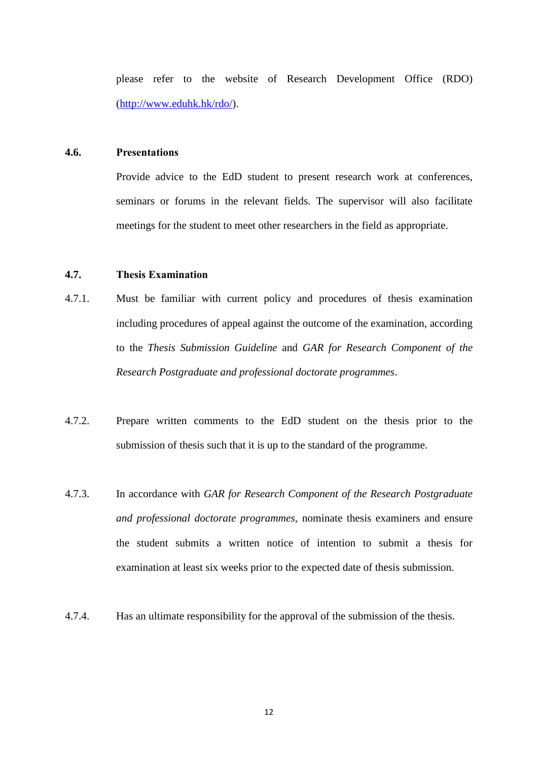please refer to the website of Research Development Office (RDO) ([http://www.eduhk.hk/rdo/](http://www.eduhk.hk/rdo/)).

### 4.6. Presentations

Provide advice to the EdD student to present research work at conferences, seminars or forums in the relevant fields. The supervisor will also facilitate meetings for the student to meet other researchers in the field as appropriate.

### 4.7. Thesis Examination

4.7.1. Must be familiar with current policy and procedures of thesis examination including procedures of appeal against the outcome of the examination, according to the *Thesis Submission Guideline* and *GAR for Research Component of the Research Postgraduate and professional doctorate programmes*.

4.7.2. Prepare written comments to the EdD student on the thesis prior to the submission of thesis such that it is up to the standard of the programme.

4.7.3. In accordance with *GAR for Research Component of the Research Postgraduate and professional doctorate programmes*, nominate thesis examiners and ensure the student submits a written notice of intention to submit a thesis for examination at least six weeks prior to the expected date of thesis submission.

4.7.4. Has an ultimate responsibility for the approval of the submission of the thesis.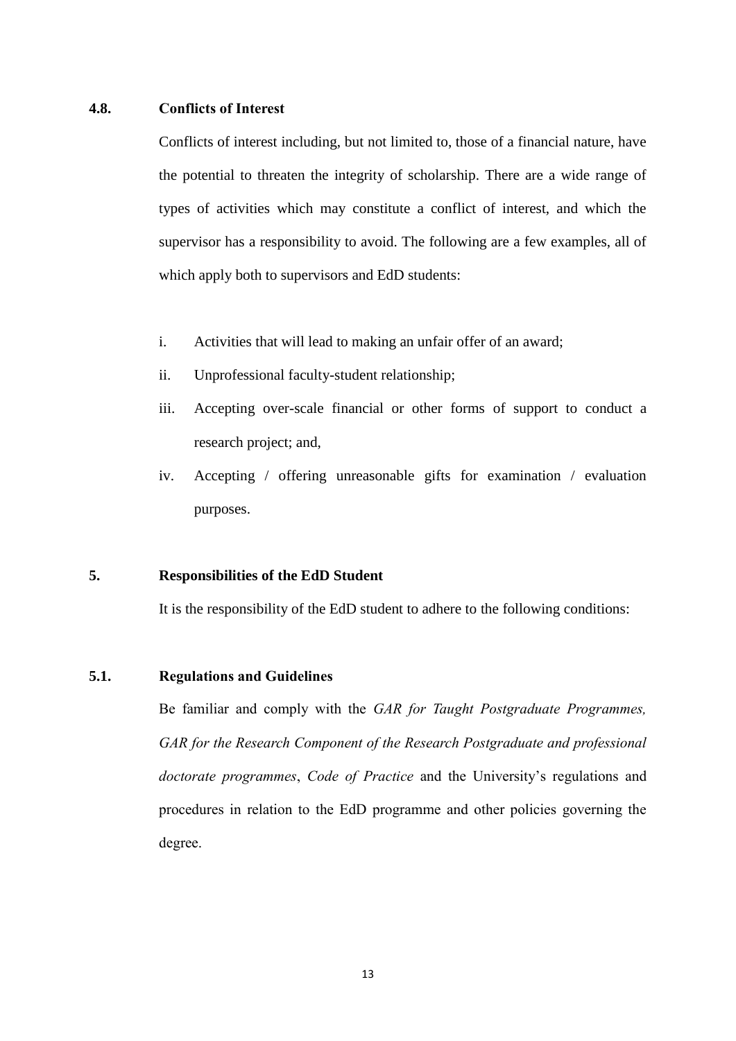### 4.8. Conflicts of Interest

Conflicts of interest including, but not limited to, those of a financial nature, have the potential to threaten the integrity of scholarship. There are a wide range of types of activities which may constitute a conflict of interest, and which the supervisor has a responsibility to avoid. The following are a few examples, all of which apply both to supervisors and EdD students:

i. Activities that will lead to making an unfair offer of an award;
ii. Unprofessional faculty-student relationship;
iii. Accepting over-scale financial or other forms of support to conduct a research project; and,
iv. Accepting / offering unreasonable gifts for examination / evaluation purposes.

## 5. Responsibilities of the EdD Student

It is the responsibility of the EdD student to adhere to the following conditions:

### 5.1. Regulations and Guidelines

Be familiar and comply with the *GAR for Taught Postgraduate Programmes, GAR for the Research Component of the Research Postgraduate and professional doctorate programmes*, *Code of Practice* and the University's regulations and procedures in relation to the EdD programme and other policies governing the degree.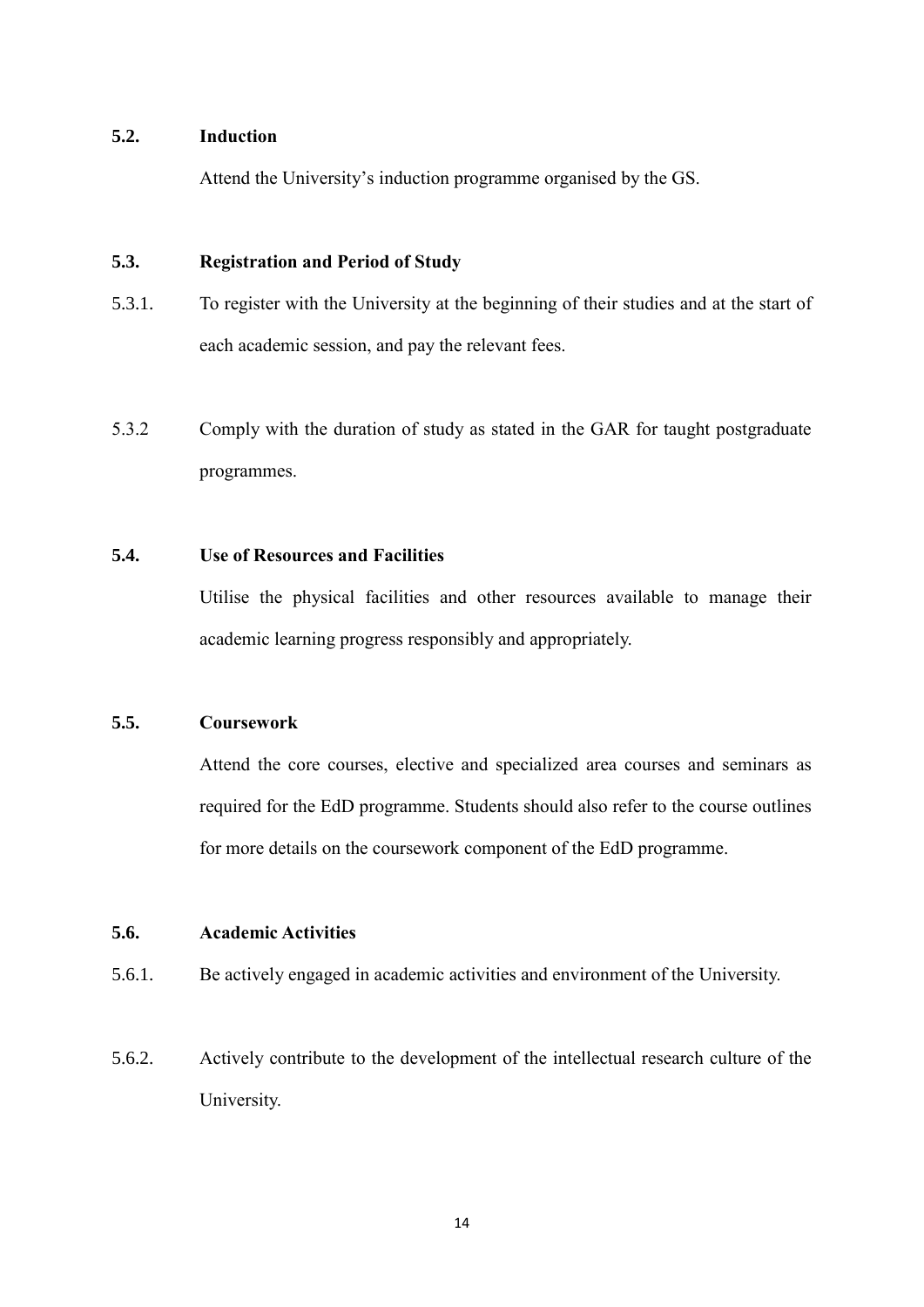### 5.2. Induction

Attend the University's induction programme organised by the GS.

### 5.3. Registration and Period of Study

5.3.1. To register with the University at the beginning of their studies and at the start of each academic session, and pay the relevant fees.

5.3.2 Comply with the duration of study as stated in the GAR for taught postgraduate programmes.

### 5.4. Use of Resources and Facilities

Utilise the physical facilities and other resources available to manage their academic learning progress responsibly and appropriately.

### 5.5. Coursework

Attend the core courses, elective and specialized area courses and seminars as required for the EdD programme. Students should also refer to the course outlines for more details on the coursework component of the EdD programme.

### 5.6. Academic Activities

5.6.1. Be actively engaged in academic activities and environment of the University.

5.6.2. Actively contribute to the development of the intellectual research culture of the University.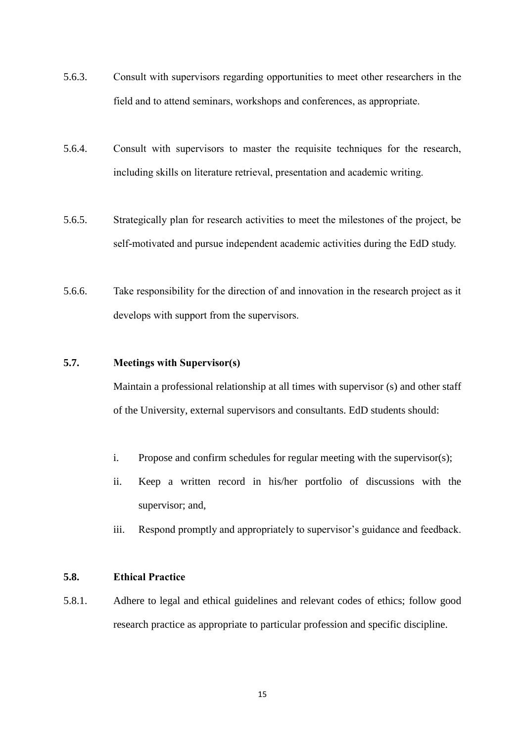5.6.3. Consult with supervisors regarding opportunities to meet other researchers in the field and to attend seminars, workshops and conferences, as appropriate.

5.6.4. Consult with supervisors to master the requisite techniques for the research, including skills on literature retrieval, presentation and academic writing.

5.6.5. Strategically plan for research activities to meet the milestones of the project, be self-motivated and pursue independent academic activities during the EdD study.

5.6.6. Take responsibility for the direction of and innovation in the research project as it develops with support from the supervisors.

### 5.7. Meetings with Supervisor(s)

Maintain a professional relationship at all times with supervisor (s) and other staff of the University, external supervisors and consultants. EdD students should:

i. Propose and confirm schedules for regular meeting with the supervisor(s);

ii. Keep a written record in his/her portfolio of discussions with the supervisor; and,

iii. Respond promptly and appropriately to supervisor's guidance and feedback.

### 5.8. Ethical Practice

5.8.1. Adhere to legal and ethical guidelines and relevant codes of ethics; follow good research practice as appropriate to particular profession and specific discipline.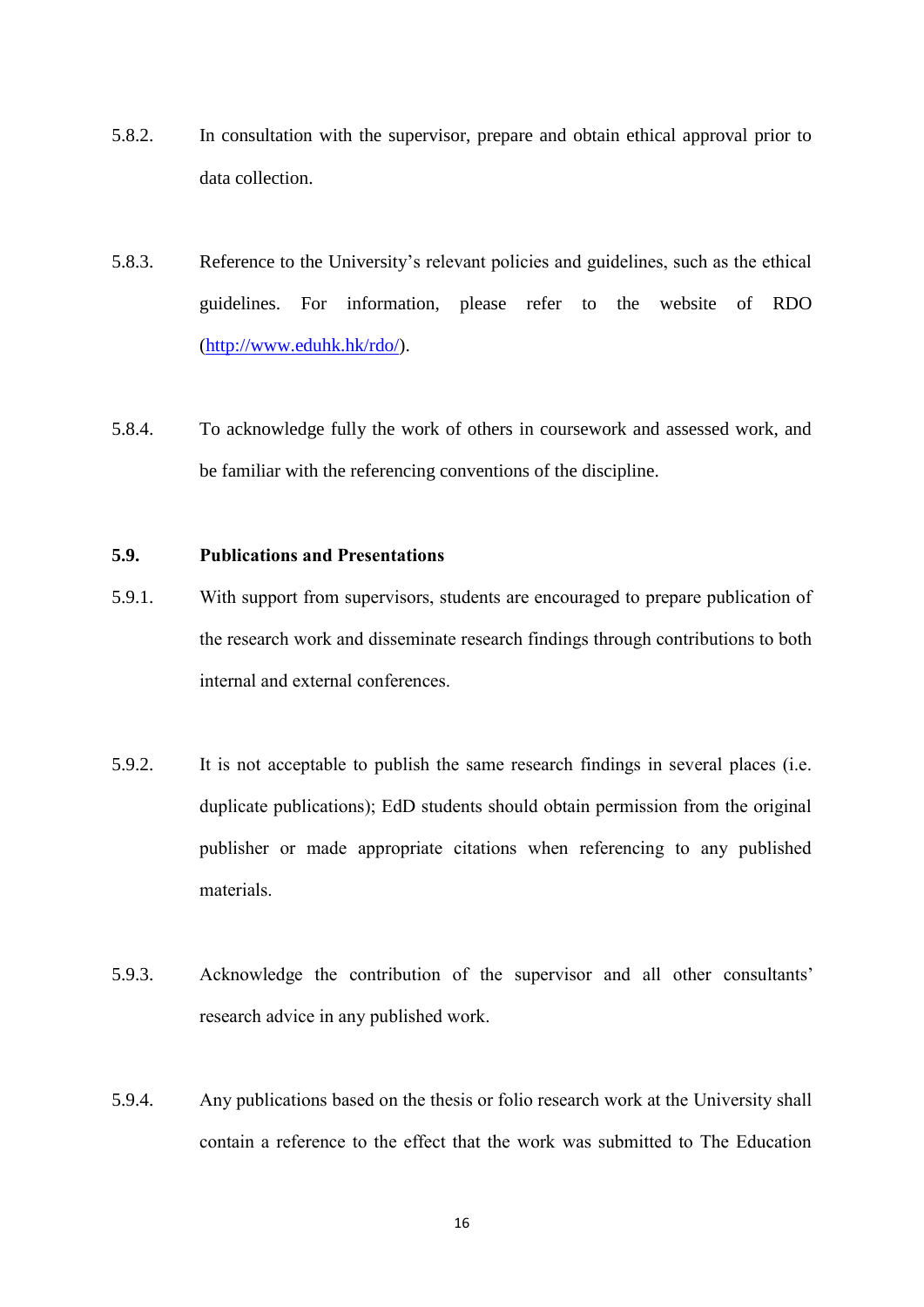5.8.2. In consultation with the supervisor, prepare and obtain ethical approval prior to data collection.

5.8.3. Reference to the University's relevant policies and guidelines, such as the ethical guidelines. For information, please refer to the website of RDO (http://www.eduhk.hk/rdo/).

5.8.4. To acknowledge fully the work of others in coursework and assessed work, and be familiar with the referencing conventions of the discipline.

**5.9. Publications and Presentations**

5.9.1. With support from supervisors, students are encouraged to prepare publication of the research work and disseminate research findings through contributions to both internal and external conferences.

5.9.2. It is not acceptable to publish the same research findings in several places (i.e. duplicate publications); EdD students should obtain permission from the original publisher or made appropriate citations when referencing to any published materials.

5.9.3. Acknowledge the contribution of the supervisor and all other consultants' research advice in any published work.

5.9.4. Any publications based on the thesis or folio research work at the University shall contain a reference to the effect that the work was submitted to The Education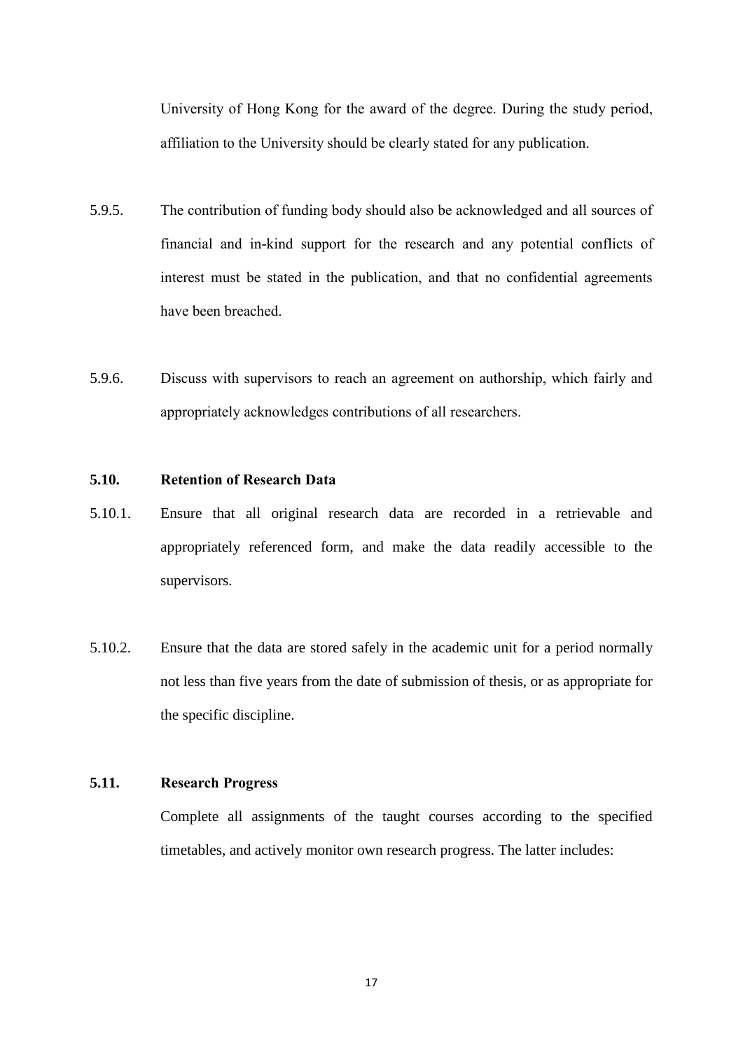University of Hong Kong for the award of the degree. During the study period, affiliation to the University should be clearly stated for any publication.

5.9.5. The contribution of funding body should also be acknowledged and all sources of financial and in-kind support for the research and any potential conflicts of interest must be stated in the publication, and that no confidential agreements have been breached.

5.9.6. Discuss with supervisors to reach an agreement on authorship, which fairly and appropriately acknowledges contributions of all researchers.

### 5.10. Retention of Research Data

5.10.1. Ensure that all original research data are recorded in a retrievable and appropriately referenced form, and make the data readily accessible to the supervisors.

5.10.2. Ensure that the data are stored safely in the academic unit for a period normally not less than five years from the date of submission of thesis, or as appropriate for the specific discipline.

### 5.11. Research Progress

Complete all assignments of the taught courses according to the specified timetables, and actively monitor own research progress. The latter includes: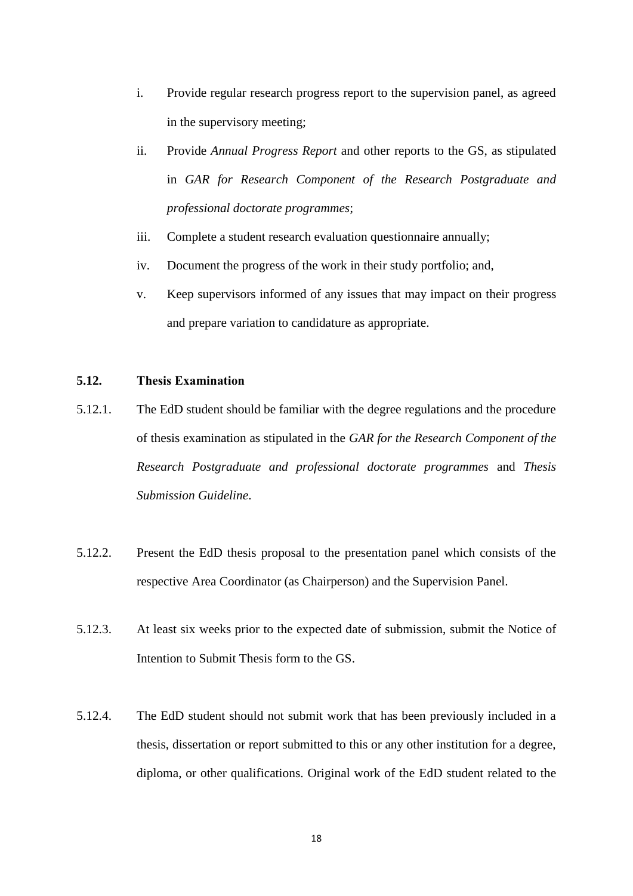i. Provide regular research progress report to the supervision panel, as agreed in the supervisory meeting;

ii. Provide *Annual Progress Report* and other reports to the GS, as stipulated in *GAR for Research Component of the Research Postgraduate and professional doctorate programmes*;

iii. Complete a student research evaluation questionnaire annually;

iv. Document the progress of the work in their study portfolio; and,

v. Keep supervisors informed of any issues that may impact on their progress and prepare variation to candidature as appropriate.

### 5.12. Thesis Examination

5.12.1. The EdD student should be familiar with the degree regulations and the procedure of thesis examination as stipulated in the *GAR for the Research Component of the Research Postgraduate and professional doctorate programmes* and *Thesis Submission Guideline*.

5.12.2. Present the EdD thesis proposal to the presentation panel which consists of the respective Area Coordinator (as Chairperson) and the Supervision Panel.

5.12.3. At least six weeks prior to the expected date of submission, submit the Notice of Intention to Submit Thesis form to the GS.

5.12.4. The EdD student should not submit work that has been previously included in a thesis, dissertation or report submitted to this or any other institution for a degree, diploma, or other qualifications. Original work of the EdD student related to the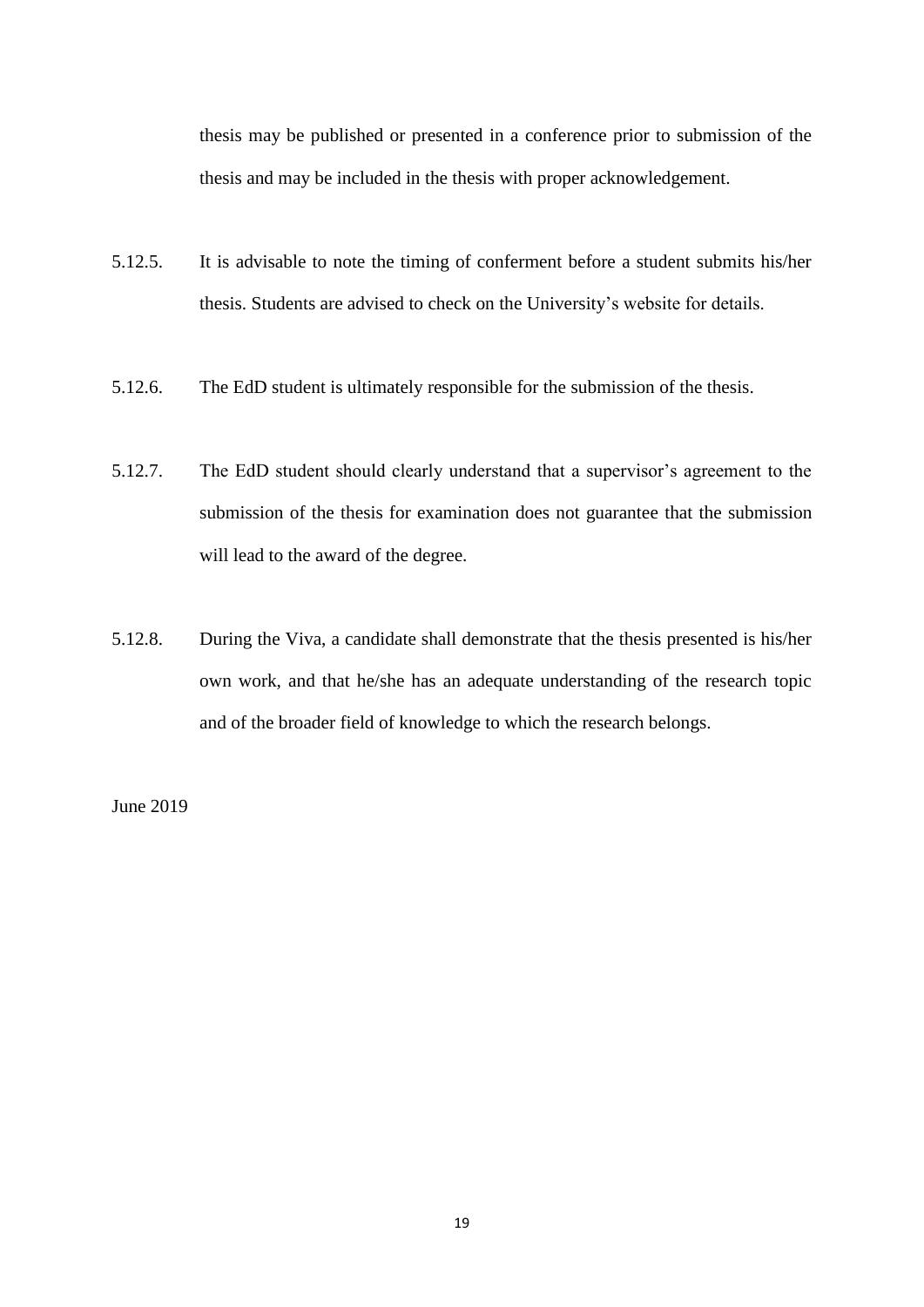thesis may be published or presented in a conference prior to submission of the thesis and may be included in the thesis with proper acknowledgement.

5.12.5. It is advisable to note the timing of conferment before a student submits his/her thesis. Students are advised to check on the University's website for details.

5.12.6. The EdD student is ultimately responsible for the submission of the thesis.

5.12.7. The EdD student should clearly understand that a supervisor's agreement to the submission of the thesis for examination does not guarantee that the submission will lead to the award of the degree.

5.12.8. During the Viva, a candidate shall demonstrate that the thesis presented is his/her own work, and that he/she has an adequate understanding of the research topic and of the broader field of knowledge to which the research belongs.

June 2019